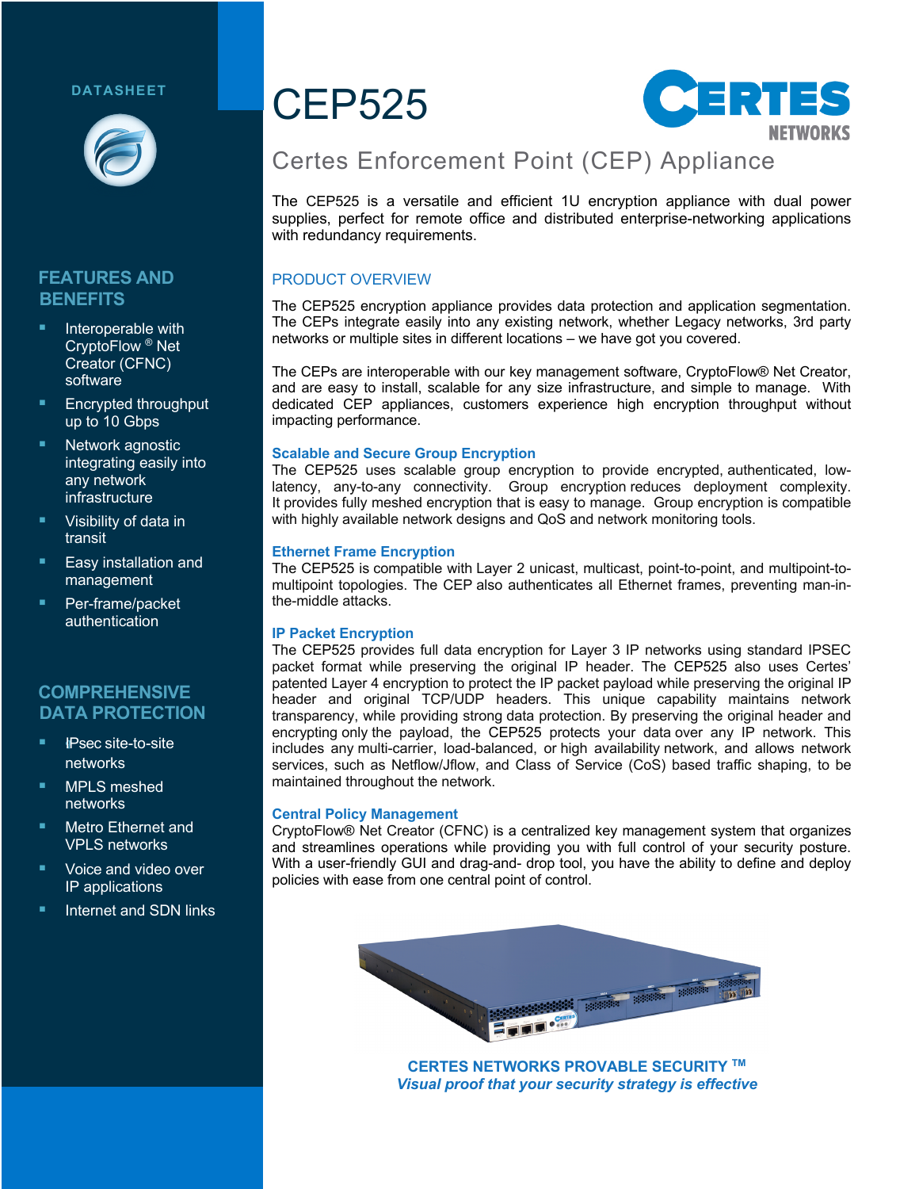DATASHEET

# CEP525

## Certes Enforcement Point (CEP) Appliance

The CEP525 is a versatile and efficient 1U encryption appliance with dual power supplies, perfect for remote office and distributed enterprise-networking applications with redundancy requirements.

## FEATURES AND BENEFITS

- Interoperable with CryptoFlow ® Net Creator (CFNC) software
- Encrypted throughput up to 10 Gbps
- Network agnostic integrating easily into any network infrastructure
- Visibility of data in transit
- Easy installation and management
- Per-frame/packet authentication

## COMPREHENSIVE DATA PROTECTION

- IPsec site-to-site networks
- MPLS meshed networks
- Metro Ethernet and VPLS networks
- Voice and video over IP applications
- Internet and SDN links

## PRODUCT OVERVIEW

The CEP525 encryption appliance provides data protection and application segmentation. The CEPs integrate easily into any existing network, whether Legacy networks, 3rd party networks or multiple sites in different locations – we have got you covered.

The CEPs are interoperable with our key management software, CryptoFlow® Net Creator, and are easy to install, scalable for any size infrastructure, and simple to manage. With dedicated CEP appliances, customers experience high encryption throughput without impacting performance.

### Scalable and Secure Group Encryption

The CEP525 uses scalable group encryption to provide encrypted, authenticated, low-latency, any-to-any connectivity. Group encryption reduces deployment complexity. It provides fully meshed encryption that is easy to manage. Group encryption is compatible with highly available network designs and QoS and network monitoring tools.

### Ethernet Frame Encryption

The CEP525 is compatible with Layer 2 unicast, multicast, point-to-point, and multipoint-to-multipoint topologies. The CEP also authenticates all Ethernet frames, preventing man-in-the-middle attacks.

### IP Packet Encryption

The CEP525 provides full data encryption for Layer 3 IP networks using standard IPSEC packet format while preserving the original IP header. The CEP525 also uses Certes' patented Layer 4 encryption to protect the IP packet payload while preserving the original IP header and original TCP/UDP headers. This unique capability maintains network transparency, while providing strong data protection. By preserving the original header and encrypting only the payload, the CEP525 protects your data over any IP network. This includes any multi-carrier, load-balanced, or high availability network, and allows network services, such as Netflow/Jflow, and Class of Service (CoS) based traffic shaping, to be maintained throughout the network.

### Central Policy Management

CryptoFlow® Net Creator (CFNC) is a centralized key management system that organizes and streamlines operations while providing you with full control of your security posture. With a user-friendly GUI and drag-and- drop tool, you have the ability to define and deploy policies with ease from one central point of control.

**CERTES NETWORKS PROVABLE SECURITY ™**

***Visual proof that your security strategy is effective***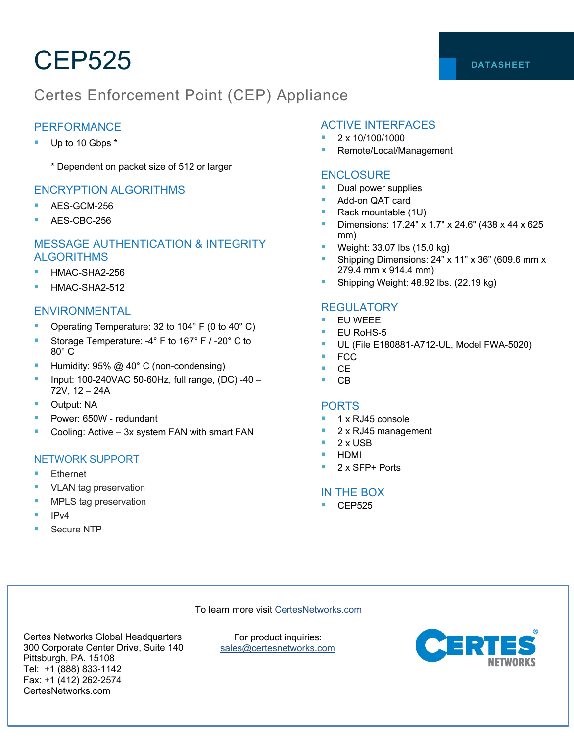# CEP525

DATASHEET

## Certes Enforcement Point (CEP) Appliance

### PERFORMANCE

- Up to 10 Gbps *

  * Dependent on packet size of 512 or larger

### ENCRYPTION ALGORITHMS

- AES-GCM-256
- AES-CBC-256

### MESSAGE AUTHENTICATION & INTEGRITY ALGORITHMS

- HMAC-SHA2-256
- HMAC-SHA2-512

### ENVIRONMENTAL

- Operating Temperature: 32 to 104° F (0 to 40° C)
- Storage Temperature: -4° F to 167° F / -20° C to 80° C
- Humidity: 95% @ 40° C (non-condensing)
- Input: 100-240VAC 50-60Hz, full range, (DC) -40 – 72V, 12 – 24A
- Output: NA
- Power: 650W - redundant
- Cooling: Active – 3x system FAN with smart FAN

### NETWORK SUPPORT

- Ethernet
- VLAN tag preservation
- MPLS tag preservation
- IPv4
- Secure NTP

### ACTIVE INTERFACES

- 2 x 10/100/1000
- Remote/Local/Management

### ENCLOSURE

- Dual power supplies
- Add-on QAT card
- Rack mountable (1U)
- Dimensions: 17.24" x 1.7" x 24.6" (438 x 44 x 625 mm)
- Weight: 33.07 lbs (15.0 kg)
- Shipping Dimensions: 24” x 11” x 36” (609.6 mm x 279.4 mm x 914.4 mm)
- Shipping Weight: 48.92 lbs. (22.19 kg)

### REGULATORY

- EU WEEE
- EU RoHS-5
- UL (File E180881-A712-UL, Model FWA-5020)
- FCC
- CE
- CB

### PORTS

- 1 x RJ45 console
- 2 x RJ45 management
- 2 x USB
- HDMI
- 2 x SFP+ Ports

### IN THE BOX

- CEP525

To learn more visit CertesNetworks.com

Certes Networks Global Headquarters
300 Corporate Center Drive, Suite 140
Pittsburgh, PA. 15108
Tel: +1 (888) 833-1142
Fax: +1 (412) 262-2574
CertesNetworks.com

For product inquiries:
sales@certesnetworks.com

CERTES® NETWORKS